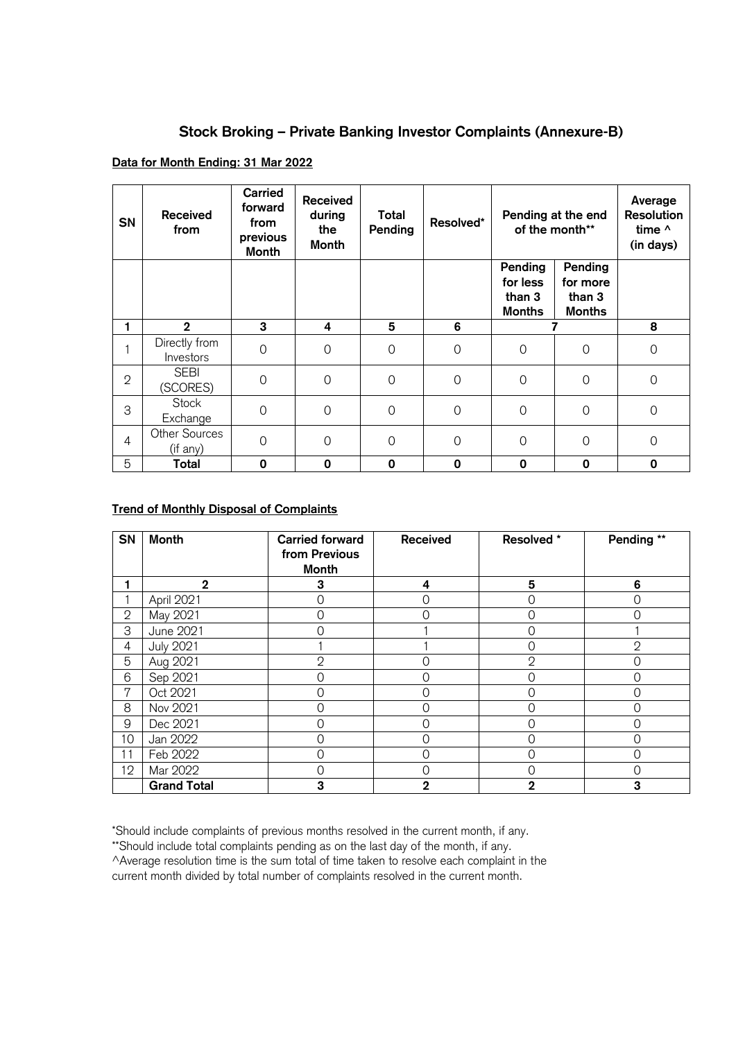# Stock Broking – Private Banking Investor Complaints (Annexure-B)

**Data for Month Ending: 31 Mar 2022**

| SN | Received from | Carried forward from previous Month | Received during the Month | Total Pending | Resolved* | Pending at the end of the month** | | Average Resolution time ^ (in days) |
|---|---|---|---|---|---|---|---|---|
| | | | | | | Pending for less than 3 Months | Pending for more than 3 Months | |
| **1** | **2** | **3** | **4** | **5** | **6** | **7** | | **8** |
| 1 | Directly from Investors | 0 | 0 | 0 | 0 | 0 | 0 | 0 |
| 2 | SEBI (SCORES) | 0 | 0 | 0 | 0 | 0 | 0 | 0 |
| 3 | Stock Exchange | 0 | 0 | 0 | 0 | 0 | 0 | 0 |
| 4 | Other Sources (if any) | 0 | 0 | 0 | 0 | 0 | 0 | 0 |
| 5 | **Total** | **0** | **0** | **0** | **0** | **0** | **0** | **0** |

**Trend of Monthly Disposal of Complaints**

| SN | Month | Carried forward from Previous Month | Received | Resolved * | Pending ** |
|---|---|---|---|---|---|
| **1** | **2** | **3** | **4** | **5** | **6** |
| 1 | April 2021 | 0 | 0 | 0 | 0 |
| 2 | May 2021 | 0 | 0 | 0 | 0 |
| 3 | June 2021 | 0 | 1 | 0 | 1 |
| 4 | July 2021 | 1 | 1 | 0 | 2 |
| 5 | Aug 2021 | 2 | 0 | 2 | 0 |
| 6 | Sep 2021 | 0 | 0 | 0 | 0 |
| 7 | Oct 2021 | 0 | 0 | 0 | 0 |
| 8 | Nov 2021 | 0 | 0 | 0 | 0 |
| 9 | Dec 2021 | 0 | 0 | 0 | 0 |
| 10 | Jan 2022 | 0 | 0 | 0 | 0 |
| 11 | Feb 2022 | 0 | 0 | 0 | 0 |
| 12 | Mar 2022 | 0 | 0 | 0 | 0 |
| | **Grand Total** | **3** | **2** | **2** | **3** |

*Should include complaints of previous months resolved in the current month, if any.
**Should include total complaints pending as on the last day of the month, if any.
^Average resolution time is the sum total of time taken to resolve each complaint in the current month divided by total number of complaints resolved in the current month.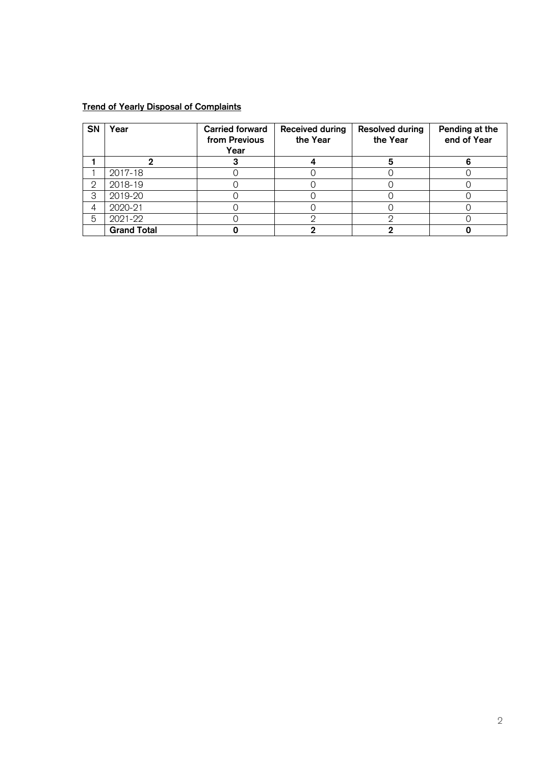**Trend of Yearly Disposal of Complaints**

| SN | Year | Carried forward from Previous Year | Received during the Year | Resolved during the Year | Pending at the end of Year |
|---|---|---|---|---|---|
| **1** | **2** | **3** | **4** | **5** | **6** |
| 1 | 2017-18 | 0 | 0 | 0 | 0 |
| 2 | 2018-19 | 0 | 0 | 0 | 0 |
| 3 | 2019-20 | 0 | 0 | 0 | 0 |
| 4 | 2020-21 | 0 | 0 | 0 | 0 |
| 5 | 2021-22 | 0 | 2 | 2 | 0 |
| | **Grand Total** | **0** | **2** | **2** | **0** |